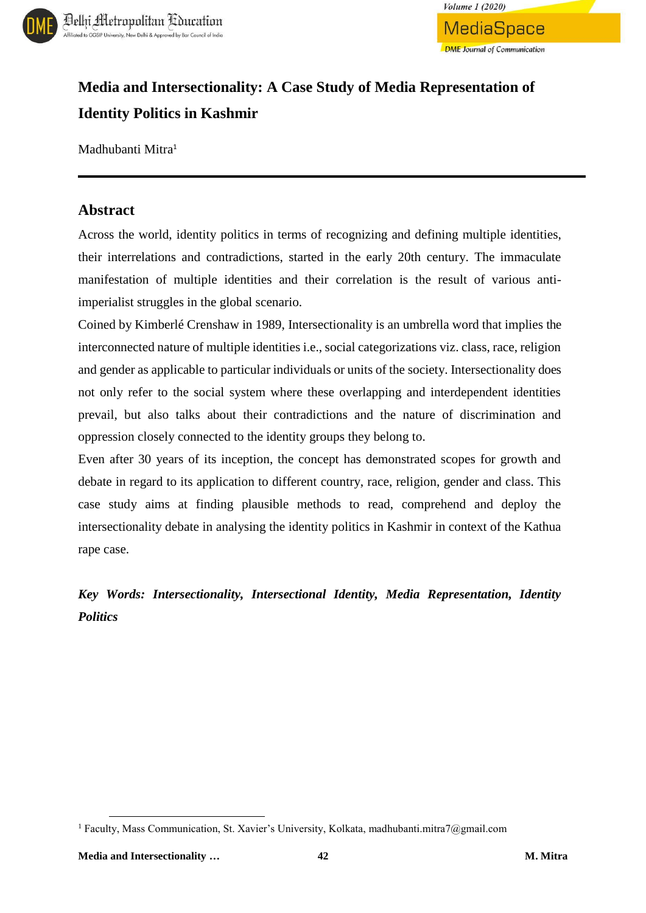# Media and Intersectionality: A Case Study of Media Representation of Identity Politics in Kashmir

Madhubanti Mitra[1]

## Abstract

Across the world, identity politics in terms of recognizing and defining multiple identities, their interrelations and contradictions, started in the early 20th century. The immaculate manifestation of multiple identities and their correlation is the result of various anti-imperialist struggles in the global scenario.

Coined by Kimberlé Crenshaw in 1989, Intersectionality is an umbrella word that implies the interconnected nature of multiple identities i.e., social categorizations viz. class, race, religion and gender as applicable to particular individuals or units of the society. Intersectionality does not only refer to the social system where these overlapping and interdependent identities prevail, but also talks about their contradictions and the nature of discrimination and oppression closely connected to the identity groups they belong to.

Even after 30 years of its inception, the concept has demonstrated scopes for growth and debate in regard to its application to different country, race, religion, gender and class. This case study aims at finding plausible methods to read, comprehend and deploy the intersectionality debate in analysing the identity politics in Kashmir in context of the Kathua rape case.

***Key Words: Intersectionality, Intersectional Identity, Media Representation, Identity Politics***

[1] Faculty, Mass Communication, St. Xavier's University, Kolkata, madhubanti.mitra7@gmail.com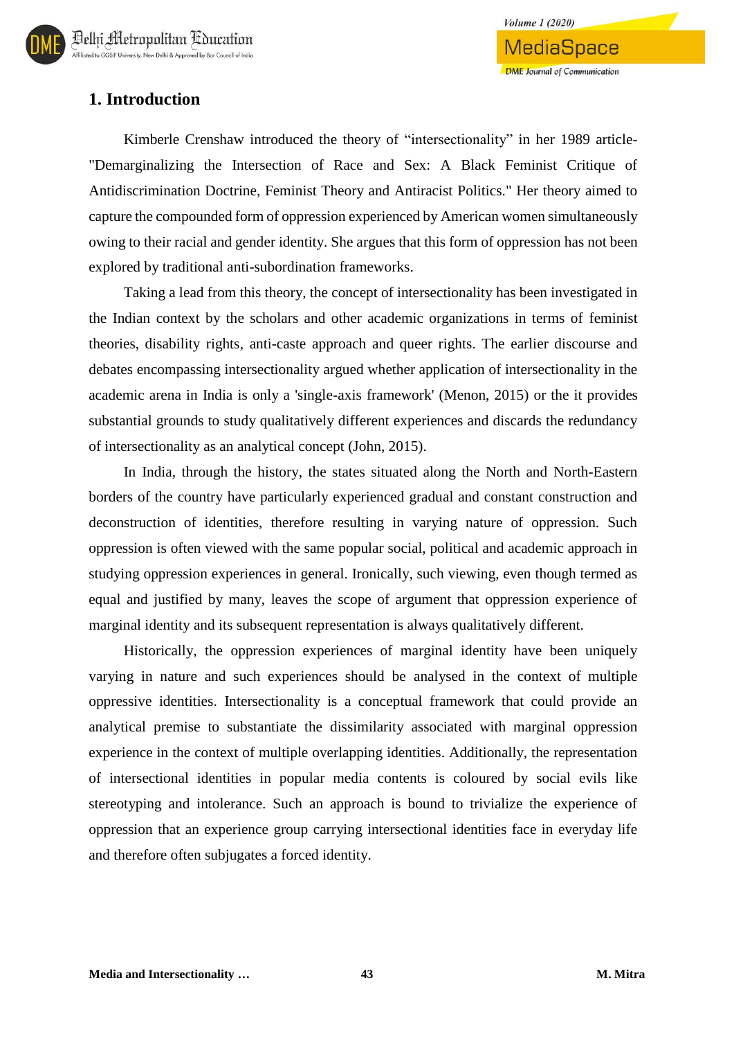## 1. Introduction

Kimberle Crenshaw introduced the theory of “intersectionality” in her 1989 article- "Demarginalizing the Intersection of Race and Sex: A Black Feminist Critique of Antidiscrimination Doctrine, Feminist Theory and Antiracist Politics." Her theory aimed to capture the compounded form of oppression experienced by American women simultaneously owing to their racial and gender identity. She argues that this form of oppression has not been explored by traditional anti-subordination frameworks.

Taking a lead from this theory, the concept of intersectionality has been investigated in the Indian context by the scholars and other academic organizations in terms of feminist theories, disability rights, anti-caste approach and queer rights. The earlier discourse and debates encompassing intersectionality argued whether application of intersectionality in the academic arena in India is only a 'single-axis framework' (Menon, 2015) or the it provides substantial grounds to study qualitatively different experiences and discards the redundancy of intersectionality as an analytical concept (John, 2015).

In India, through the history, the states situated along the North and North-Eastern borders of the country have particularly experienced gradual and constant construction and deconstruction of identities, therefore resulting in varying nature of oppression. Such oppression is often viewed with the same popular social, political and academic approach in studying oppression experiences in general. Ironically, such viewing, even though termed as equal and justified by many, leaves the scope of argument that oppression experience of marginal identity and its subsequent representation is always qualitatively different.

Historically, the oppression experiences of marginal identity have been uniquely varying in nature and such experiences should be analysed in the context of multiple oppressive identities. Intersectionality is a conceptual framework that could provide an analytical premise to substantiate the dissimilarity associated with marginal oppression experience in the context of multiple overlapping identities. Additionally, the representation of intersectional identities in popular media contents is coloured by social evils like stereotyping and intolerance. Such an approach is bound to trivialize the experience of oppression that an experience group carrying intersectional identities face in everyday life and therefore often subjugates a forced identity.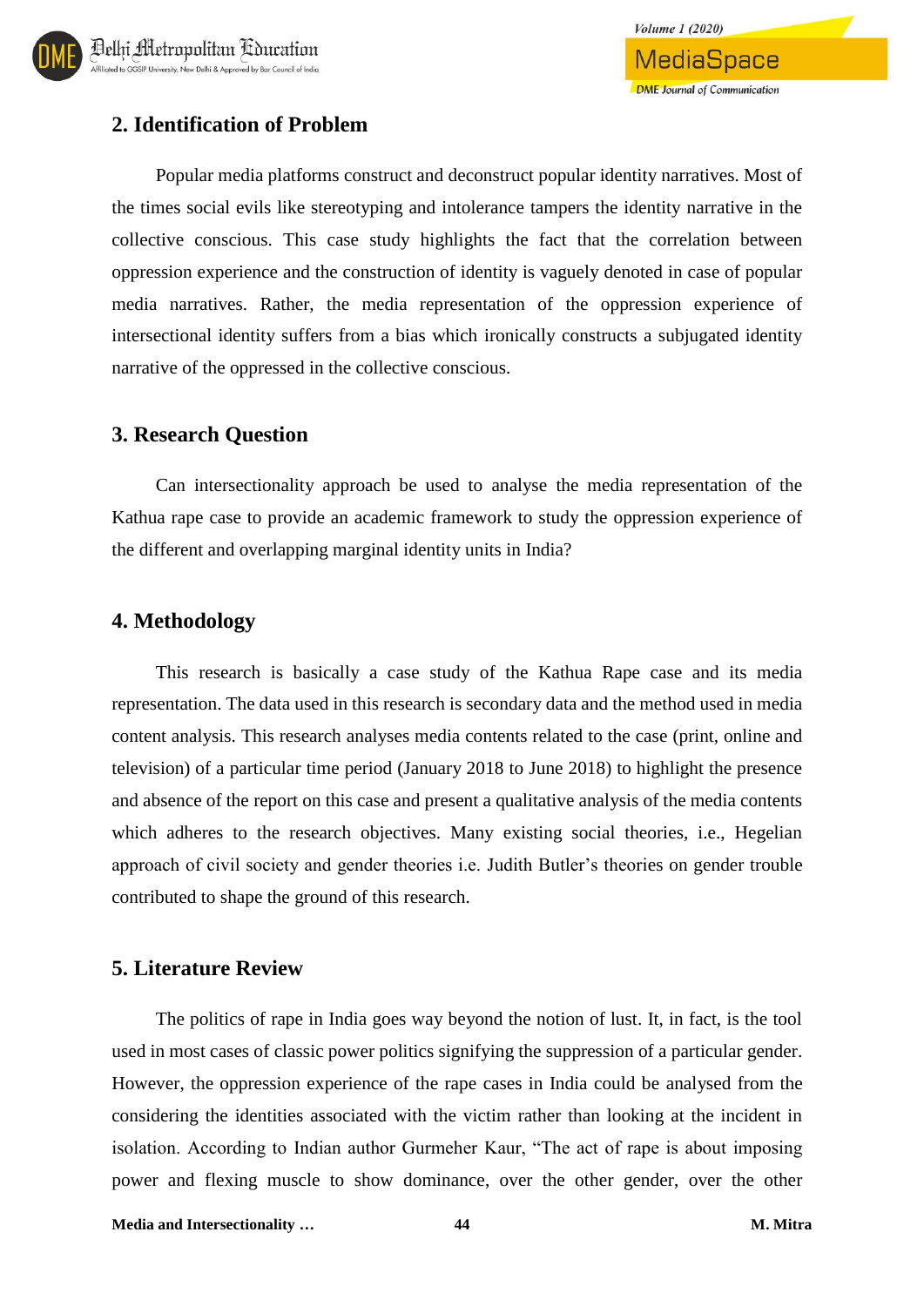## 2. Identification of Problem

Popular media platforms construct and deconstruct popular identity narratives. Most of the times social evils like stereotyping and intolerance tampers the identity narrative in the collective conscious. This case study highlights the fact that the correlation between oppression experience and the construction of identity is vaguely denoted in case of popular media narratives. Rather, the media representation of the oppression experience of intersectional identity suffers from a bias which ironically constructs a subjugated identity narrative of the oppressed in the collective conscious.

## 3. Research Question

Can intersectionality approach be used to analyse the media representation of the Kathua rape case to provide an academic framework to study the oppression experience of the different and overlapping marginal identity units in India?

## 4. Methodology

This research is basically a case study of the Kathua Rape case and its media representation. The data used in this research is secondary data and the method used in media content analysis. This research analyses media contents related to the case (print, online and television) of a particular time period (January 2018 to June 2018) to highlight the presence and absence of the report on this case and present a qualitative analysis of the media contents which adheres to the research objectives. Many existing social theories, i.e., Hegelian approach of civil society and gender theories i.e. Judith Butler's theories on gender trouble contributed to shape the ground of this research.

## 5. Literature Review

The politics of rape in India goes way beyond the notion of lust. It, in fact, is the tool used in most cases of classic power politics signifying the suppression of a particular gender. However, the oppression experience of the rape cases in India could be analysed from the considering the identities associated with the victim rather than looking at the incident in isolation. According to Indian author Gurmeher Kaur, "The act of rape is about imposing power and flexing muscle to show dominance, over the other gender, over the other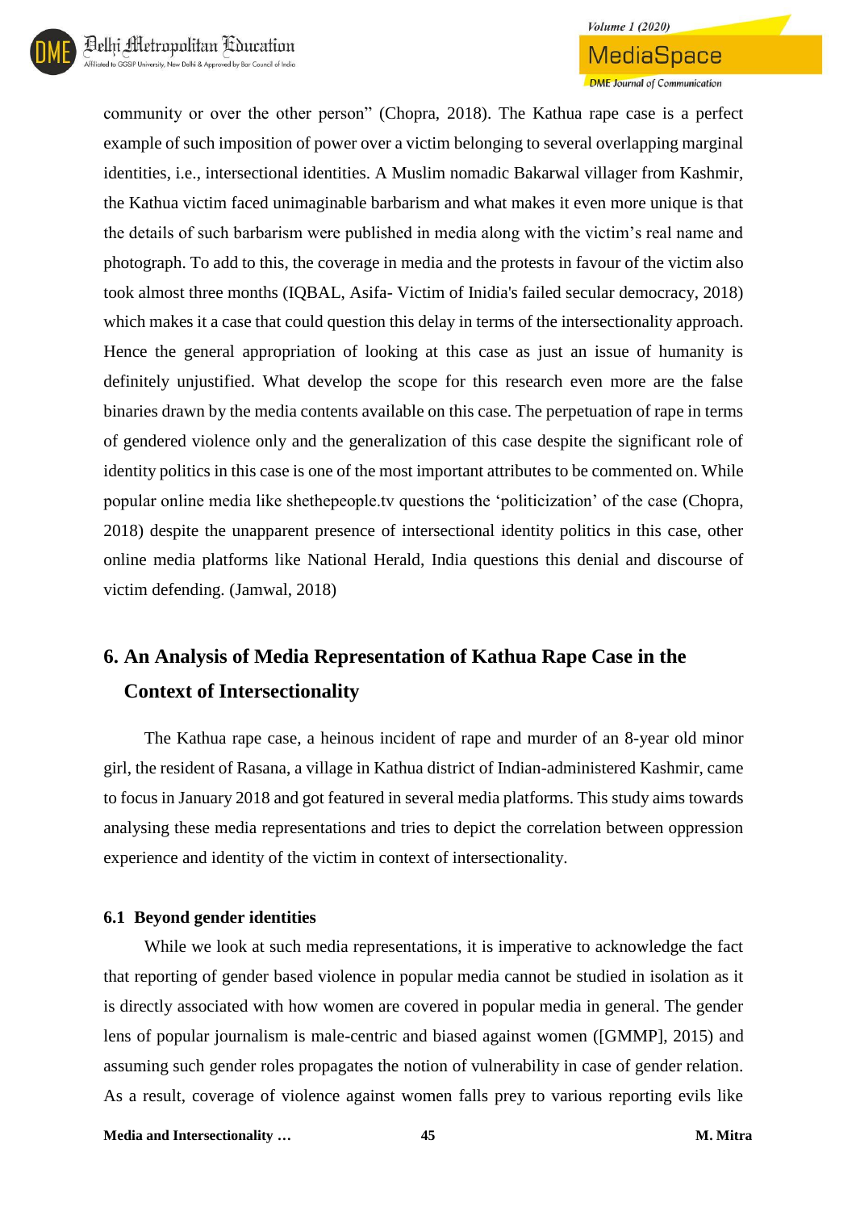community or over the other person" (Chopra, 2018). The Kathua rape case is a perfect example of such imposition of power over a victim belonging to several overlapping marginal identities, i.e., intersectional identities. A Muslim nomadic Bakarwal villager from Kashmir, the Kathua victim faced unimaginable barbarism and what makes it even more unique is that the details of such barbarism were published in media along with the victim's real name and photograph. To add to this, the coverage in media and the protests in favour of the victim also took almost three months (IQBAL, Asifa- Victim of Inidia's failed secular democracy, 2018) which makes it a case that could question this delay in terms of the intersectionality approach. Hence the general appropriation of looking at this case as just an issue of humanity is definitely unjustified. What develop the scope for this research even more are the false binaries drawn by the media contents available on this case. The perpetuation of rape in terms of gendered violence only and the generalization of this case despite the significant role of identity politics in this case is one of the most important attributes to be commented on. While popular online media like shethepeople.tv questions the 'politicization' of the case (Chopra, 2018) despite the unapparent presence of intersectional identity politics in this case, other online media platforms like National Herald, India questions this denial and discourse of victim defending. (Jamwal, 2018)

## 6. An Analysis of Media Representation of Kathua Rape Case in the Context of Intersectionality

The Kathua rape case, a heinous incident of rape and murder of an 8-year old minor girl, the resident of Rasana, a village in Kathua district of Indian-administered Kashmir, came to focus in January 2018 and got featured in several media platforms. This study aims towards analysing these media representations and tries to depict the correlation between oppression experience and identity of the victim in context of intersectionality.

### 6.1 Beyond gender identities

While we look at such media representations, it is imperative to acknowledge the fact that reporting of gender based violence in popular media cannot be studied in isolation as it is directly associated with how women are covered in popular media in general. The gender lens of popular journalism is male-centric and biased against women ([GMMP], 2015) and assuming such gender roles propagates the notion of vulnerability in case of gender relation. As a result, coverage of violence against women falls prey to various reporting evils like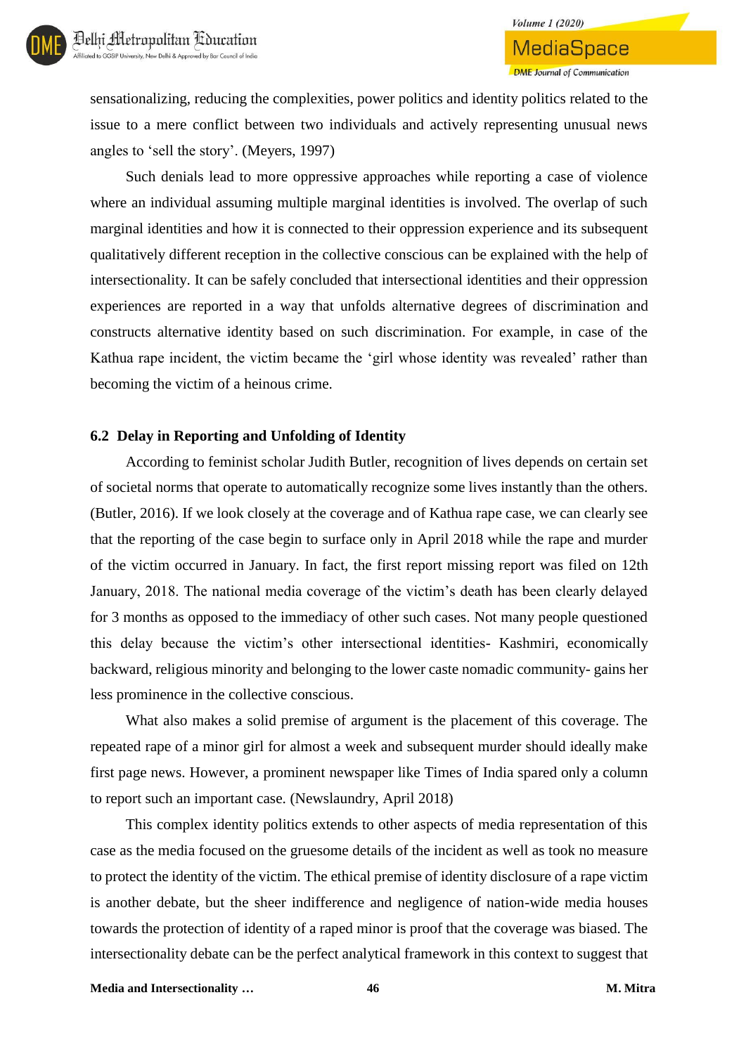sensationalizing, reducing the complexities, power politics and identity politics related to the issue to a mere conflict between two individuals and actively representing unusual news angles to 'sell the story'. (Meyers, 1997)

Such denials lead to more oppressive approaches while reporting a case of violence where an individual assuming multiple marginal identities is involved. The overlap of such marginal identities and how it is connected to their oppression experience and its subsequent qualitatively different reception in the collective conscious can be explained with the help of intersectionality. It can be safely concluded that intersectional identities and their oppression experiences are reported in a way that unfolds alternative degrees of discrimination and constructs alternative identity based on such discrimination. For example, in case of the Kathua rape incident, the victim became the 'girl whose identity was revealed' rather than becoming the victim of a heinous crime.

### 6.2 Delay in Reporting and Unfolding of Identity

According to feminist scholar Judith Butler, recognition of lives depends on certain set of societal norms that operate to automatically recognize some lives instantly than the others. (Butler, 2016). If we look closely at the coverage and of Kathua rape case, we can clearly see that the reporting of the case begin to surface only in April 2018 while the rape and murder of the victim occurred in January. In fact, the first report missing report was filed on 12th January, 2018. The national media coverage of the victim's death has been clearly delayed for 3 months as opposed to the immediacy of other such cases. Not many people questioned this delay because the victim's other intersectional identities- Kashmiri, economically backward, religious minority and belonging to the lower caste nomadic community- gains her less prominence in the collective conscious.

What also makes a solid premise of argument is the placement of this coverage. The repeated rape of a minor girl for almost a week and subsequent murder should ideally make first page news. However, a prominent newspaper like Times of India spared only a column to report such an important case. (Newslaundry, April 2018)

This complex identity politics extends to other aspects of media representation of this case as the media focused on the gruesome details of the incident as well as took no measure to protect the identity of the victim. The ethical premise of identity disclosure of a rape victim is another debate, but the sheer indifference and negligence of nation-wide media houses towards the protection of identity of a raped minor is proof that the coverage was biased. The intersectionality debate can be the perfect analytical framework in this context to suggest that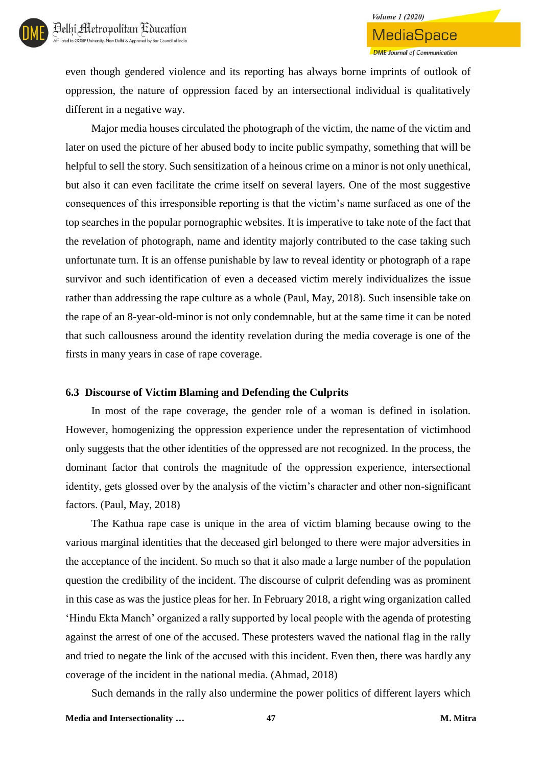even though gendered violence and its reporting has always borne imprints of outlook of oppression, the nature of oppression faced by an intersectional individual is qualitatively different in a negative way.

Major media houses circulated the photograph of the victim, the name of the victim and later on used the picture of her abused body to incite public sympathy, something that will be helpful to sell the story. Such sensitization of a heinous crime on a minor is not only unethical, but also it can even facilitate the crime itself on several layers. One of the most suggestive consequences of this irresponsible reporting is that the victim's name surfaced as one of the top searches in the popular pornographic websites. It is imperative to take note of the fact that the revelation of photograph, name and identity majorly contributed to the case taking such unfortunate turn. It is an offense punishable by law to reveal identity or photograph of a rape survivor and such identification of even a deceased victim merely individualizes the issue rather than addressing the rape culture as a whole (Paul, May, 2018). Such insensible take on the rape of an 8-year-old-minor is not only condemnable, but at the same time it can be noted that such callousness around the identity revelation during the media coverage is one of the firsts in many years in case of rape coverage.

### 6.3 Discourse of Victim Blaming and Defending the Culprits

In most of the rape coverage, the gender role of a woman is defined in isolation. However, homogenizing the oppression experience under the representation of victimhood only suggests that the other identities of the oppressed are not recognized. In the process, the dominant factor that controls the magnitude of the oppression experience, intersectional identity, gets glossed over by the analysis of the victim's character and other non-significant factors. (Paul, May, 2018)

The Kathua rape case is unique in the area of victim blaming because owing to the various marginal identities that the deceased girl belonged to there were major adversities in the acceptance of the incident. So much so that it also made a large number of the population question the credibility of the incident. The discourse of culprit defending was as prominent in this case as was the justice pleas for her. In February 2018, a right wing organization called 'Hindu Ekta Manch' organized a rally supported by local people with the agenda of protesting against the arrest of one of the accused. These protesters waved the national flag in the rally and tried to negate the link of the accused with this incident. Even then, there was hardly any coverage of the incident in the national media. (Ahmad, 2018)

Such demands in the rally also undermine the power politics of different layers which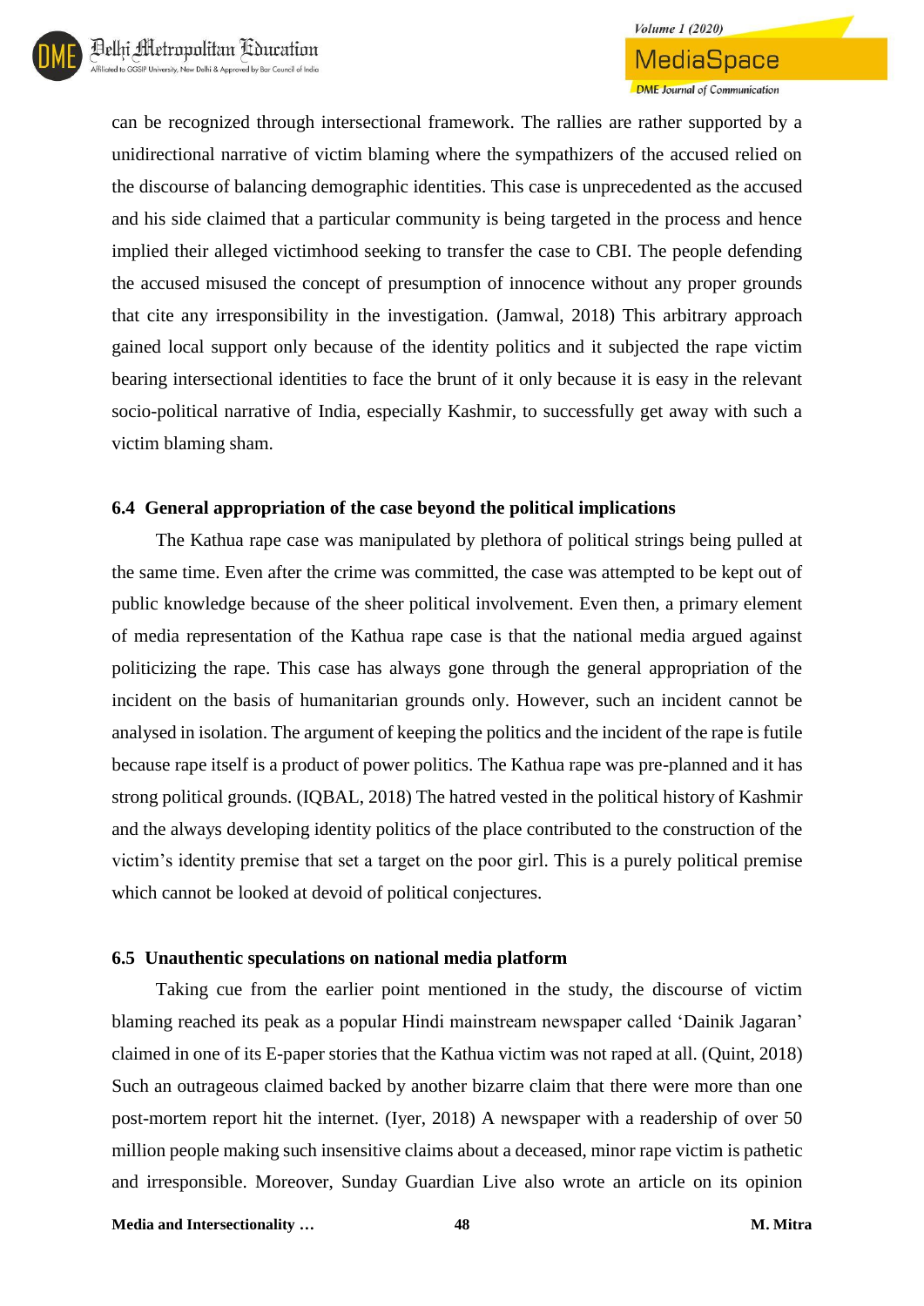can be recognized through intersectional framework. The rallies are rather supported by a unidirectional narrative of victim blaming where the sympathizers of the accused relied on the discourse of balancing demographic identities. This case is unprecedented as the accused and his side claimed that a particular community is being targeted in the process and hence implied their alleged victimhood seeking to transfer the case to CBI. The people defending the accused misused the concept of presumption of innocence without any proper grounds that cite any irresponsibility in the investigation. (Jamwal, 2018) This arbitrary approach gained local support only because of the identity politics and it subjected the rape victim bearing intersectional identities to face the brunt of it only because it is easy in the relevant socio-political narrative of India, especially Kashmir, to successfully get away with such a victim blaming sham.

### 6.4 General appropriation of the case beyond the political implications

The Kathua rape case was manipulated by plethora of political strings being pulled at the same time. Even after the crime was committed, the case was attempted to be kept out of public knowledge because of the sheer political involvement. Even then, a primary element of media representation of the Kathua rape case is that the national media argued against politicizing the rape. This case has always gone through the general appropriation of the incident on the basis of humanitarian grounds only. However, such an incident cannot be analysed in isolation. The argument of keeping the politics and the incident of the rape is futile because rape itself is a product of power politics. The Kathua rape was pre-planned and it has strong political grounds. (IQBAL, 2018) The hatred vested in the political history of Kashmir and the always developing identity politics of the place contributed to the construction of the victim's identity premise that set a target on the poor girl. This is a purely political premise which cannot be looked at devoid of political conjectures.

### 6.5 Unauthentic speculations on national media platform

Taking cue from the earlier point mentioned in the study, the discourse of victim blaming reached its peak as a popular Hindi mainstream newspaper called 'Dainik Jagaran' claimed in one of its E-paper stories that the Kathua victim was not raped at all. (Quint, 2018) Such an outrageous claimed backed by another bizarre claim that there were more than one post-mortem report hit the internet. (Iyer, 2018) A newspaper with a readership of over 50 million people making such insensitive claims about a deceased, minor rape victim is pathetic and irresponsible. Moreover, Sunday Guardian Live also wrote an article on its opinion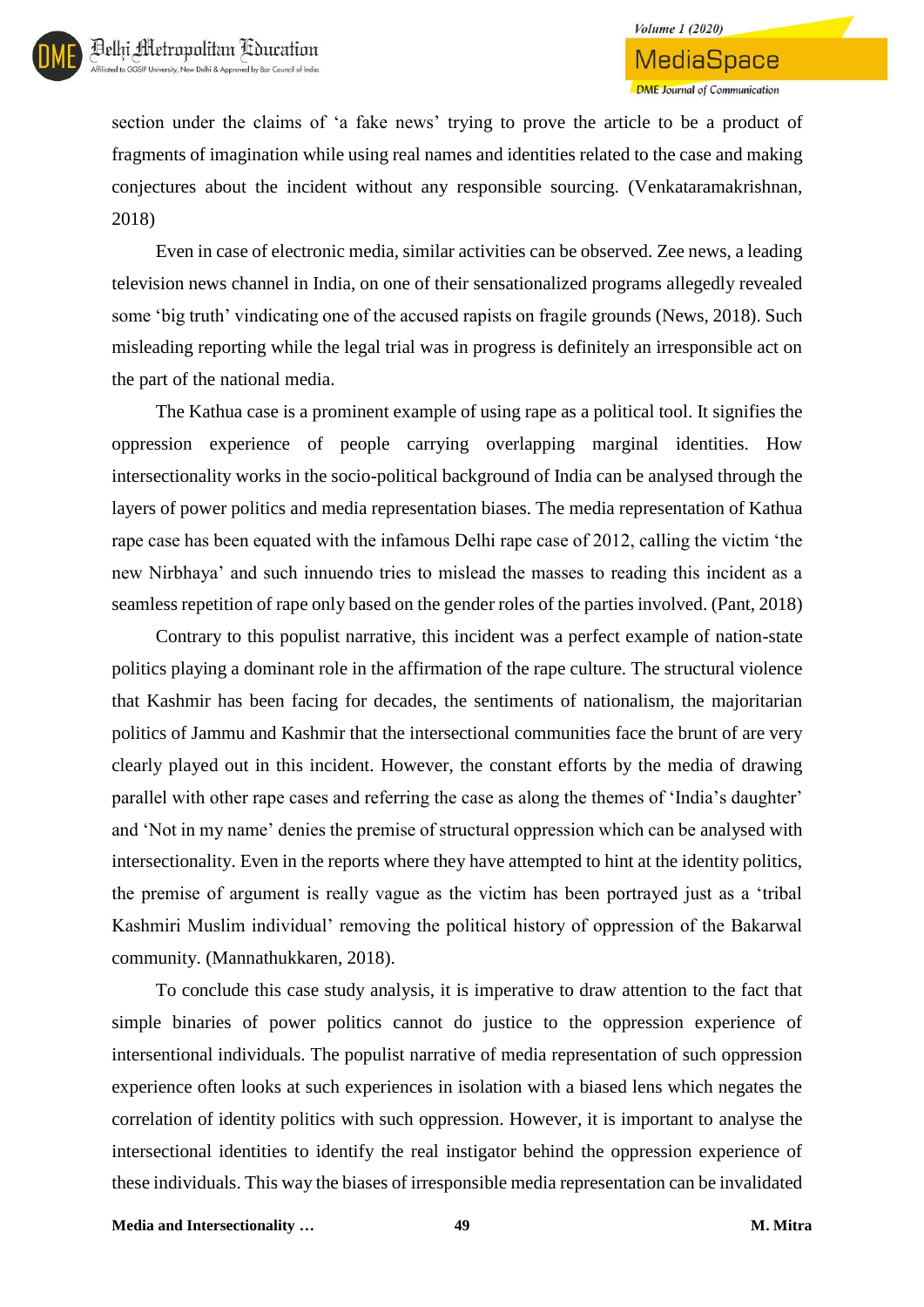section under the claims of 'a fake news' trying to prove the article to be a product of fragments of imagination while using real names and identities related to the case and making conjectures about the incident without any responsible sourcing. (Venkataramakrishnan, 2018)

Even in case of electronic media, similar activities can be observed. Zee news, a leading television news channel in India, on one of their sensationalized programs allegedly revealed some 'big truth' vindicating one of the accused rapists on fragile grounds (News, 2018). Such misleading reporting while the legal trial was in progress is definitely an irresponsible act on the part of the national media.

The Kathua case is a prominent example of using rape as a political tool. It signifies the oppression experience of people carrying overlapping marginal identities. How intersectionality works in the socio-political background of India can be analysed through the layers of power politics and media representation biases. The media representation of Kathua rape case has been equated with the infamous Delhi rape case of 2012, calling the victim 'the new Nirbhaya' and such innuendo tries to mislead the masses to reading this incident as a seamless repetition of rape only based on the gender roles of the parties involved. (Pant, 2018)

Contrary to this populist narrative, this incident was a perfect example of nation-state politics playing a dominant role in the affirmation of the rape culture. The structural violence that Kashmir has been facing for decades, the sentiments of nationalism, the majoritarian politics of Jammu and Kashmir that the intersectional communities face the brunt of are very clearly played out in this incident. However, the constant efforts by the media of drawing parallel with other rape cases and referring the case as along the themes of 'India's daughter' and 'Not in my name' denies the premise of structural oppression which can be analysed with intersectionality. Even in the reports where they have attempted to hint at the identity politics, the premise of argument is really vague as the victim has been portrayed just as a 'tribal Kashmiri Muslim individual' removing the political history of oppression of the Bakarwal community. (Mannathukkaren, 2018).

To conclude this case study analysis, it is imperative to draw attention to the fact that simple binaries of power politics cannot do justice to the oppression experience of intersentional individuals. The populist narrative of media representation of such oppression experience often looks at such experiences in isolation with a biased lens which negates the correlation of identity politics with such oppression. However, it is important to analyse the intersectional identities to identify the real instigator behind the oppression experience of these individuals. This way the biases of irresponsible media representation can be invalidated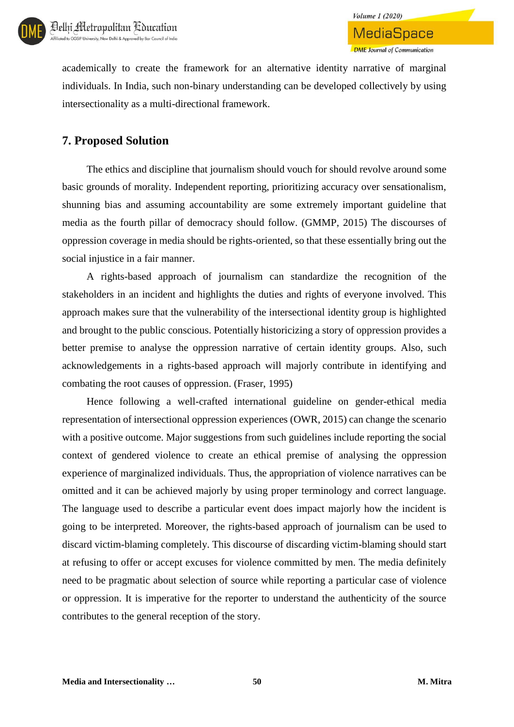academically to create the framework for an alternative identity narrative of marginal individuals. In India, such non-binary understanding can be developed collectively by using intersectionality as a multi-directional framework.

## 7. Proposed Solution

The ethics and discipline that journalism should vouch for should revolve around some basic grounds of morality. Independent reporting, prioritizing accuracy over sensationalism, shunning bias and assuming accountability are some extremely important guideline that media as the fourth pillar of democracy should follow. (GMMP, 2015) The discourses of oppression coverage in media should be rights-oriented, so that these essentially bring out the social injustice in a fair manner.

A rights-based approach of journalism can standardize the recognition of the stakeholders in an incident and highlights the duties and rights of everyone involved. This approach makes sure that the vulnerability of the intersectional identity group is highlighted and brought to the public conscious. Potentially historicizing a story of oppression provides a better premise to analyse the oppression narrative of certain identity groups. Also, such acknowledgements in a rights-based approach will majorly contribute in identifying and combating the root causes of oppression. (Fraser, 1995)

Hence following a well-crafted international guideline on gender-ethical media representation of intersectional oppression experiences (OWR, 2015) can change the scenario with a positive outcome. Major suggestions from such guidelines include reporting the social context of gendered violence to create an ethical premise of analysing the oppression experience of marginalized individuals. Thus, the appropriation of violence narratives can be omitted and it can be achieved majorly by using proper terminology and correct language. The language used to describe a particular event does impact majorly how the incident is going to be interpreted. Moreover, the rights-based approach of journalism can be used to discard victim-blaming completely. This discourse of discarding victim-blaming should start at refusing to offer or accept excuses for violence committed by men. The media definitely need to be pragmatic about selection of source while reporting a particular case of violence or oppression. It is imperative for the reporter to understand the authenticity of the source contributes to the general reception of the story.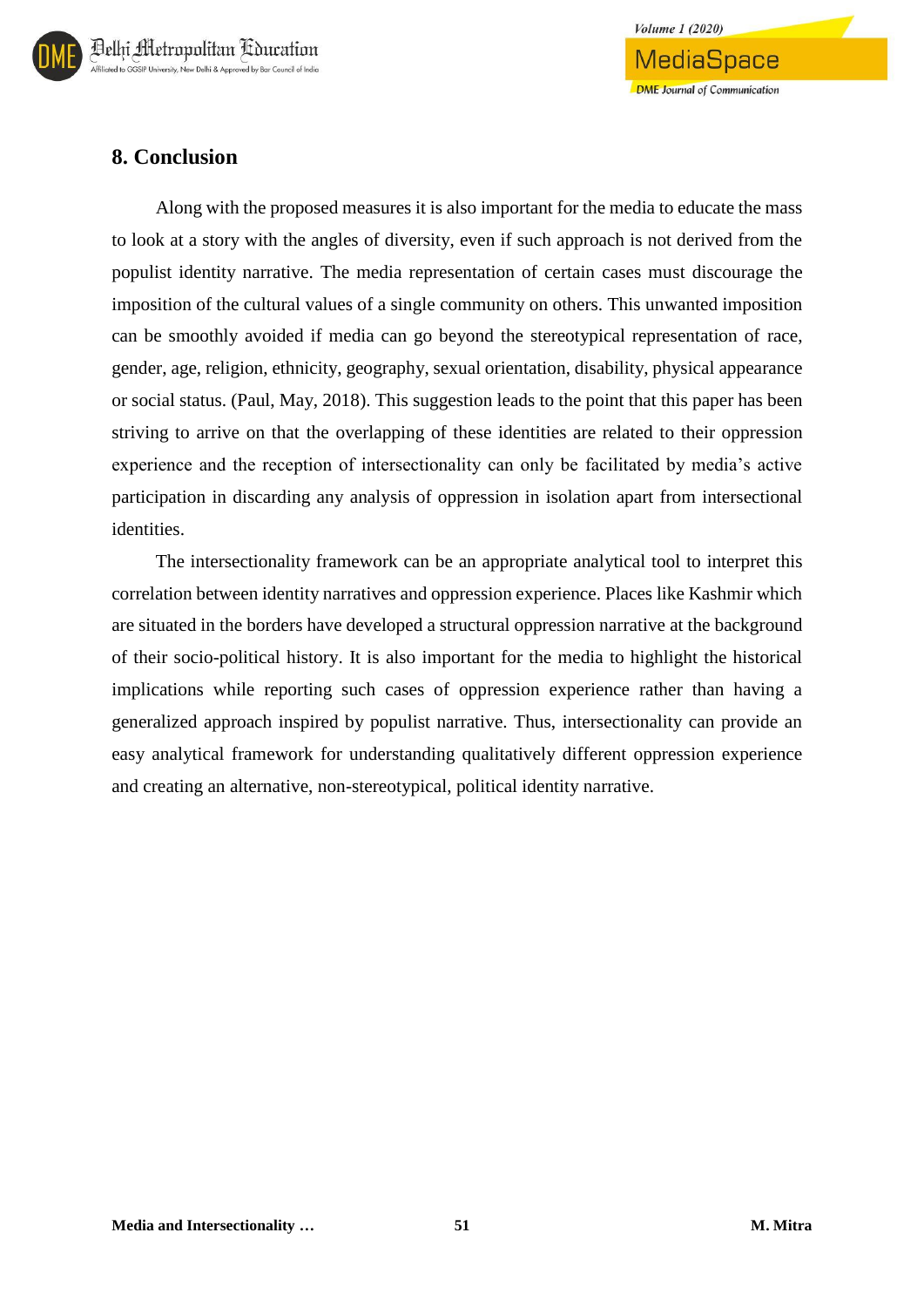## 8. Conclusion

Along with the proposed measures it is also important for the media to educate the mass to look at a story with the angles of diversity, even if such approach is not derived from the populist identity narrative. The media representation of certain cases must discourage the imposition of the cultural values of a single community on others. This unwanted imposition can be smoothly avoided if media can go beyond the stereotypical representation of race, gender, age, religion, ethnicity, geography, sexual orientation, disability, physical appearance or social status. (Paul, May, 2018). This suggestion leads to the point that this paper has been striving to arrive on that the overlapping of these identities are related to their oppression experience and the reception of intersectionality can only be facilitated by media's active participation in discarding any analysis of oppression in isolation apart from intersectional identities.

The intersectionality framework can be an appropriate analytical tool to interpret this correlation between identity narratives and oppression experience. Places like Kashmir which are situated in the borders have developed a structural oppression narrative at the background of their socio-political history. It is also important for the media to highlight the historical implications while reporting such cases of oppression experience rather than having a generalized approach inspired by populist narrative. Thus, intersectionality can provide an easy analytical framework for understanding qualitatively different oppression experience and creating an alternative, non-stereotypical, political identity narrative.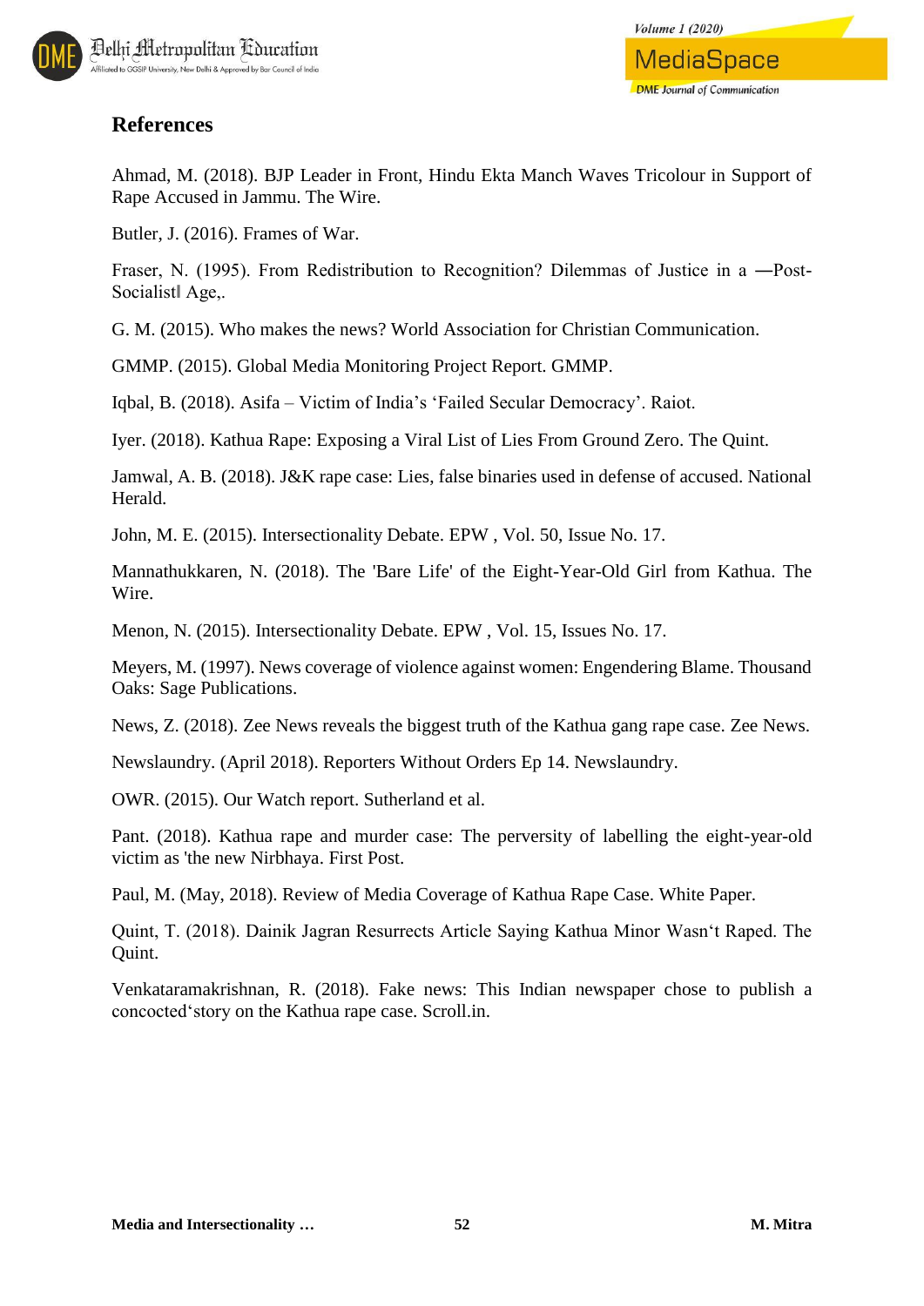## References

Ahmad, M. (2018). BJP Leader in Front, Hindu Ekta Manch Waves Tricolour in Support of Rape Accused in Jammu. The Wire.

Butler, J. (2016). Frames of War.

Fraser, N. (1995). From Redistribution to Recognition? Dilemmas of Justice in a ―Post-Socialist‖ Age,.

G. M. (2015). Who makes the news? World Association for Christian Communication.

GMMP. (2015). Global Media Monitoring Project Report. GMMP.

Iqbal, B. (2018). Asifa – Victim of India's 'Failed Secular Democracy'. Raiot.

Iyer. (2018). Kathua Rape: Exposing a Viral List of Lies From Ground Zero. The Quint.

Jamwal, A. B. (2018). J&K rape case: Lies, false binaries used in defense of accused. National Herald.

John, M. E. (2015). Intersectionality Debate. EPW , Vol. 50, Issue No. 17.

Mannathukkaren, N. (2018). The 'Bare Life' of the Eight-Year-Old Girl from Kathua. The Wire.

Menon, N. (2015). Intersectionality Debate. EPW , Vol. 15, Issues No. 17.

Meyers, M. (1997). News coverage of violence against women: Engendering Blame. Thousand Oaks: Sage Publications.

News, Z. (2018). Zee News reveals the biggest truth of the Kathua gang rape case. Zee News.

Newslaundry. (April 2018). Reporters Without Orders Ep 14. Newslaundry.

OWR. (2015). Our Watch report. Sutherland et al.

Pant. (2018). Kathua rape and murder case: The perversity of labelling the eight-year-old victim as 'the new Nirbhaya. First Post.

Paul, M. (May, 2018). Review of Media Coverage of Kathua Rape Case. White Paper.

Quint, T. (2018). Dainik Jagran Resurrects Article Saying Kathua Minor Wasn't Raped. The Quint.

Venkataramakrishnan, R. (2018). Fake news: This Indian newspaper chose to publish a concocted'story on the Kathua rape case. Scroll.in.